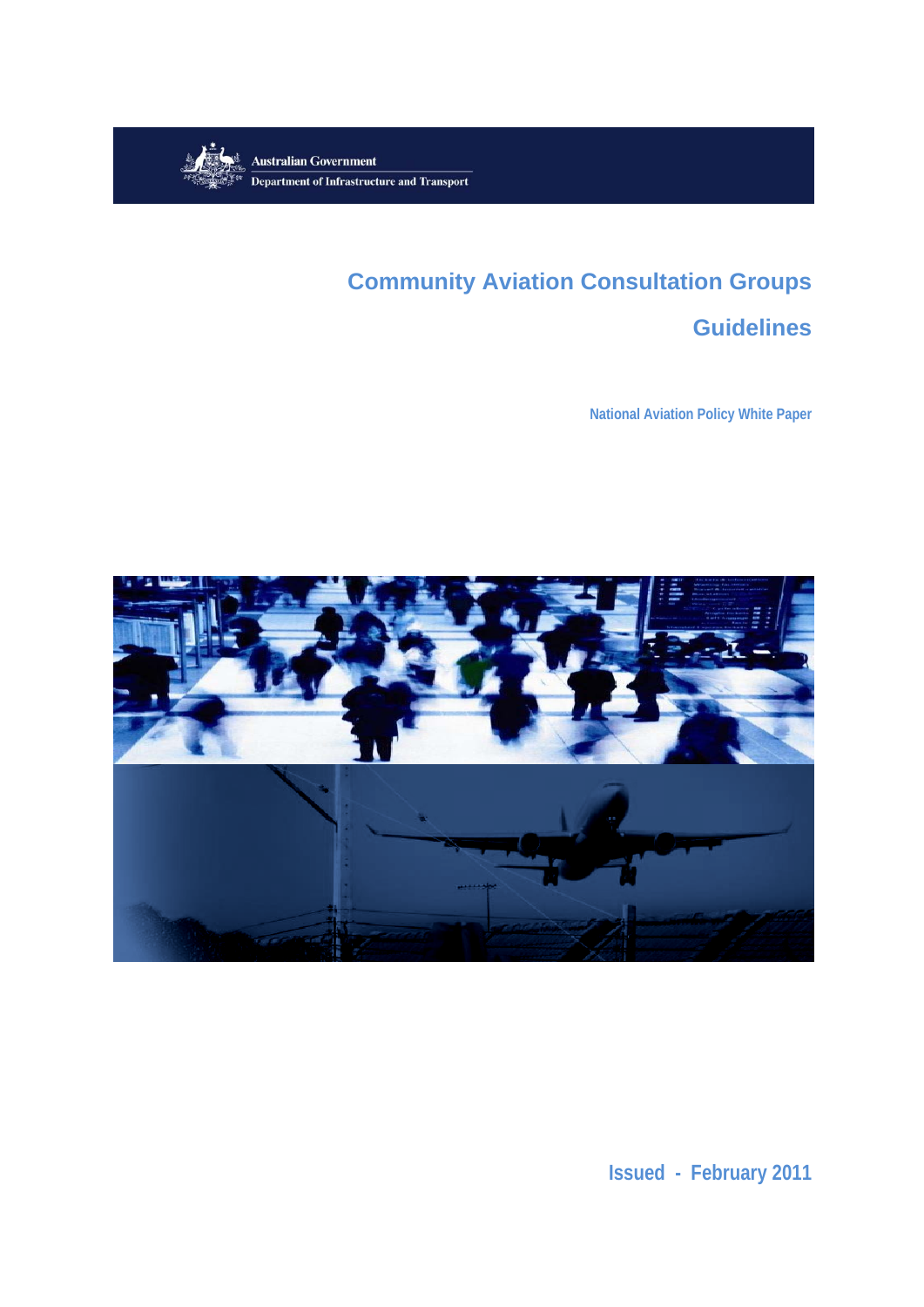Australian Government

Department of Infrastructure and Transport

# Community Aviation Consultation Groups

# Guidelines

**National Aviation Policy White Paper**

**Issued - February 2011**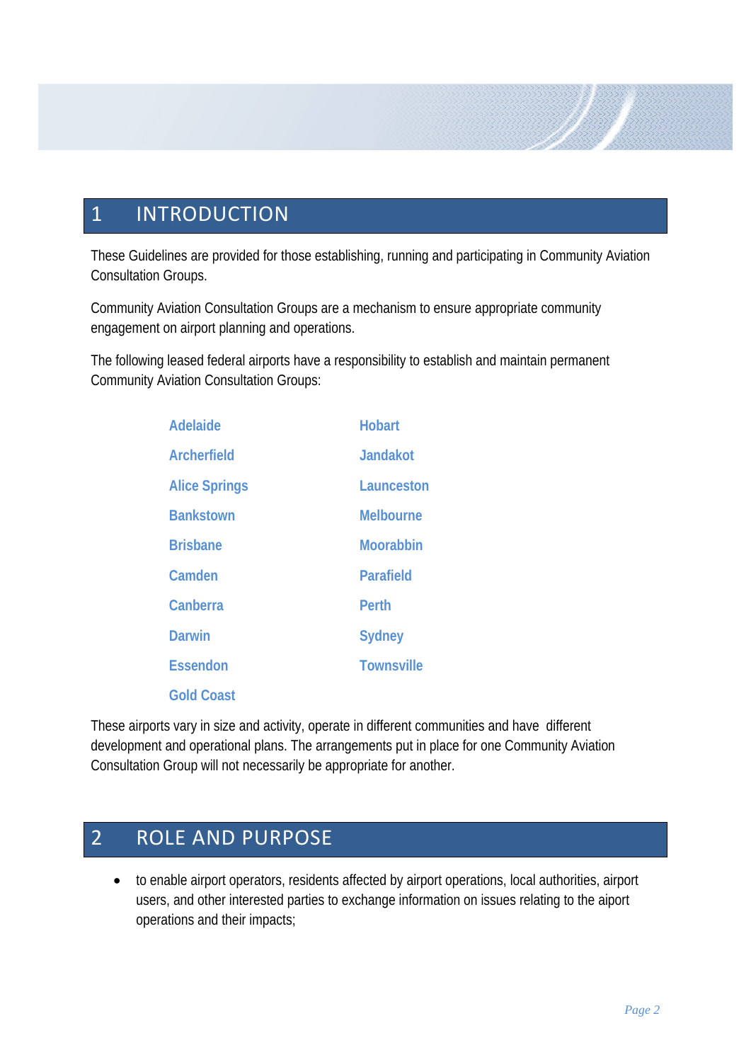# 1 INTRODUCTION

These Guidelines are provided for those establishing, running and participating in Community Aviation Consultation Groups.

Community Aviation Consultation Groups are a mechanism to ensure appropriate community engagement on airport planning and operations.

The following leased federal airports have a responsibility to establish and maintain permanent Community Aviation Consultation Groups:

- Adelaide
- Archerfield
- Alice Springs
- Bankstown
- Brisbane
- Camden
- Canberra
- Darwin
- Essendon
- Gold Coast
- Hobart
- Jandakot
- Launceston
- Melbourne
- Moorabbin
- Parafield
- Perth
- Sydney
- Townsville

These airports vary in size and activity, operate in different communities and have different development and operational plans. The arrangements put in place for one Community Aviation Consultation Group will not necessarily be appropriate for another.

# 2 ROLE AND PURPOSE

- to enable airport operators, residents affected by airport operations, local authorities, airport users, and other interested parties to exchange information on issues relating to the aiport operations and their impacts;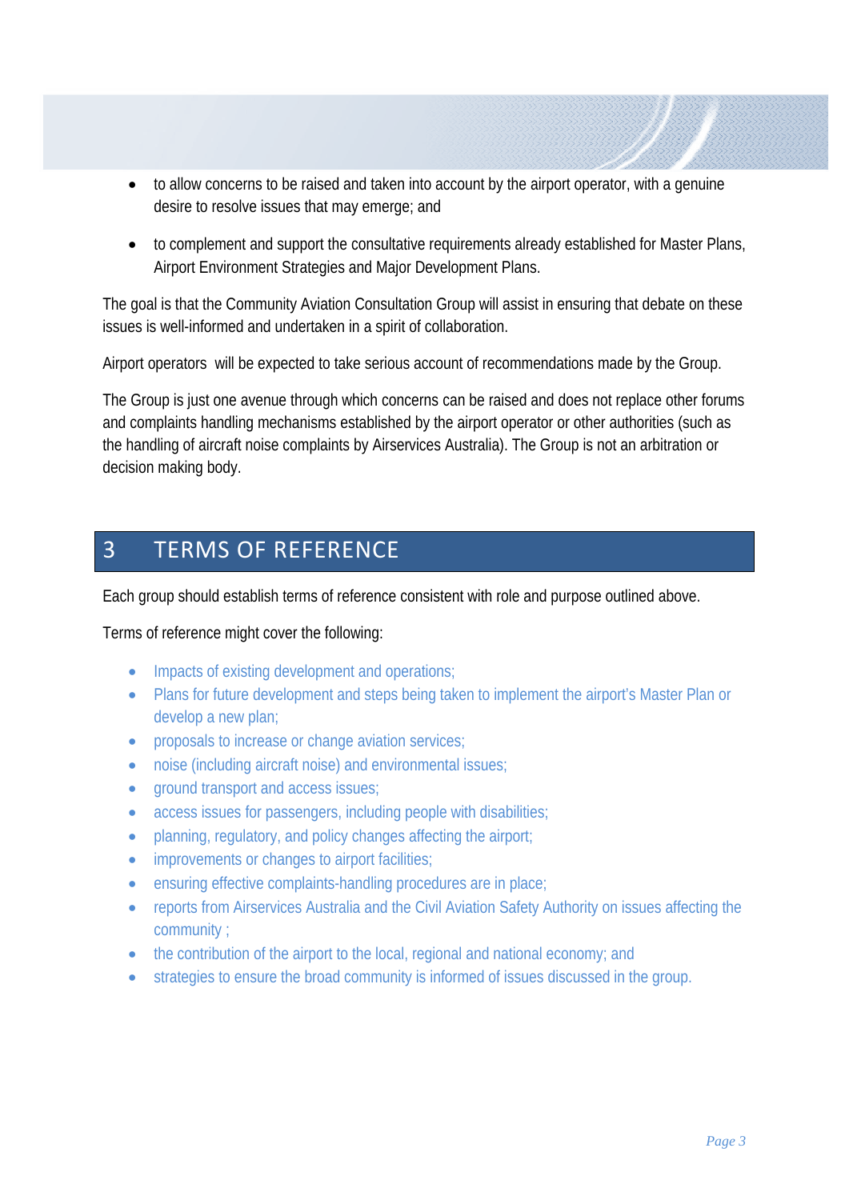- to allow concerns to be raised and taken into account by the airport operator, with a genuine desire to resolve issues that may emerge; and
- to complement and support the consultative requirements already established for Master Plans, Airport Environment Strategies and Major Development Plans.

The goal is that the Community Aviation Consultation Group will assist in ensuring that debate on these issues is well-informed and undertaken in a spirit of collaboration.

Airport operators will be expected to take serious account of recommendations made by the Group.

The Group is just one avenue through which concerns can be raised and does not replace other forums and complaints handling mechanisms established by the airport operator or other authorities (such as the handling of aircraft noise complaints by Airservices Australia). The Group is not an arbitration or decision making body.

## 3 TERMS OF REFERENCE

Each group should establish terms of reference consistent with role and purpose outlined above.

Terms of reference might cover the following:

- Impacts of existing development and operations;
- Plans for future development and steps being taken to implement the airport's Master Plan or develop a new plan;
- proposals to increase or change aviation services;
- noise (including aircraft noise) and environmental issues;
- ground transport and access issues;
- access issues for passengers, including people with disabilities;
- planning, regulatory, and policy changes affecting the airport;
- improvements or changes to airport facilities;
- ensuring effective complaints-handling procedures are in place;
- reports from Airservices Australia and the Civil Aviation Safety Authority on issues affecting the community ;
- the contribution of the airport to the local, regional and national economy; and
- strategies to ensure the broad community is informed of issues discussed in the group.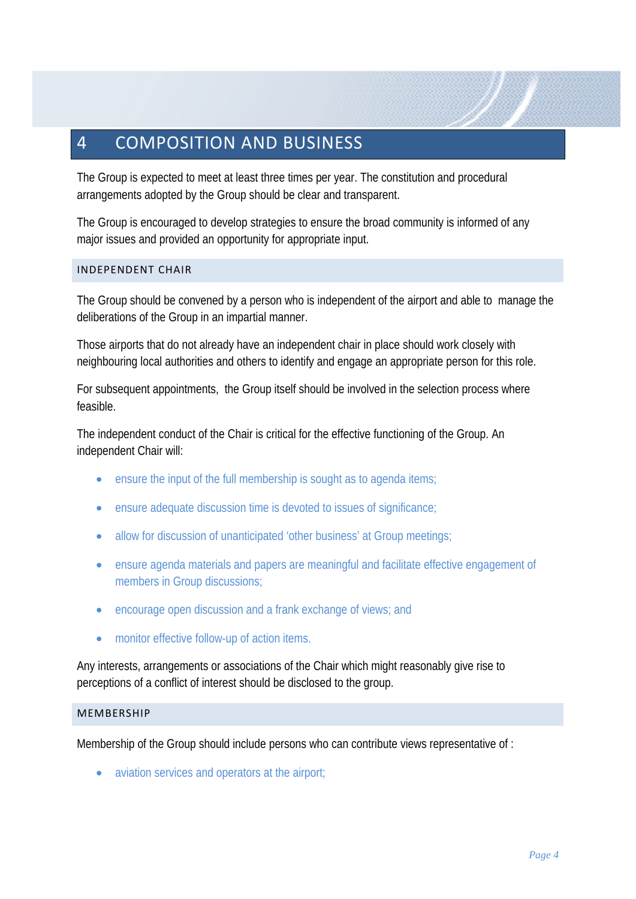# 4 COMPOSITION AND BUSINESS

The Group is expected to meet at least three times per year. The constitution and procedural arrangements adopted by the Group should be clear and transparent.

The Group is encouraged to develop strategies to ensure the broad community is informed of any major issues and provided an opportunity for appropriate input.

## INDEPENDENT CHAIR

The Group should be convened by a person who is independent of the airport and able to manage the deliberations of the Group in an impartial manner.

Those airports that do not already have an independent chair in place should work closely with neighbouring local authorities and others to identify and engage an appropriate person for this role.

For subsequent appointments, the Group itself should be involved in the selection process where feasible.

The independent conduct of the Chair is critical for the effective functioning of the Group. An independent Chair will:

- ensure the input of the full membership is sought as to agenda items;
- ensure adequate discussion time is devoted to issues of significance;
- allow for discussion of unanticipated 'other business' at Group meetings;
- ensure agenda materials and papers are meaningful and facilitate effective engagement of members in Group discussions;
- encourage open discussion and a frank exchange of views; and
- monitor effective follow-up of action items.

Any interests, arrangements or associations of the Chair which might reasonably give rise to perceptions of a conflict of interest should be disclosed to the group.

## MEMBERSHIP

Membership of the Group should include persons who can contribute views representative of :

- aviation services and operators at the airport;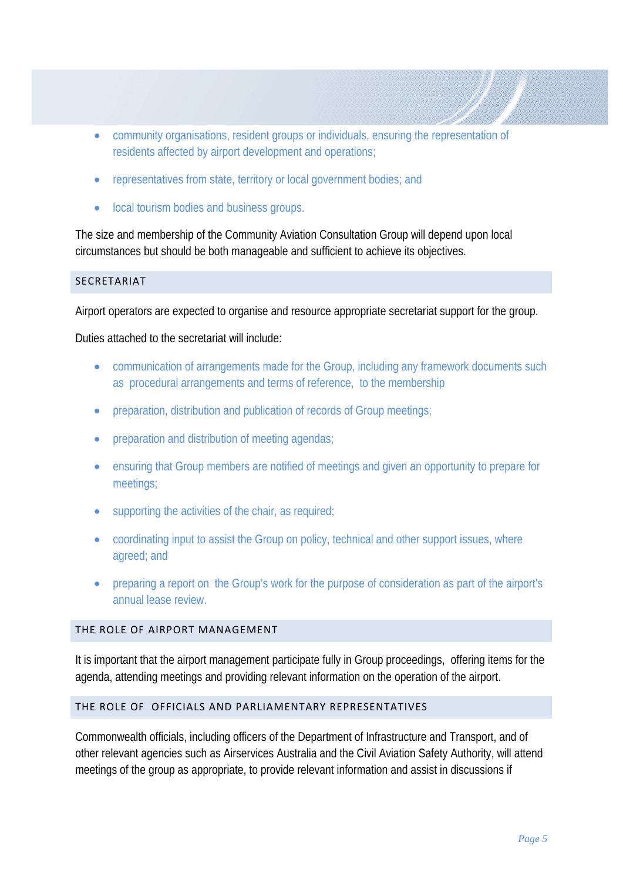- community organisations, resident groups or individuals, ensuring the representation of residents affected by airport development and operations;
- representatives from state, territory or local government bodies; and
- local tourism bodies and business groups.

The size and membership of the Community Aviation Consultation Group will depend upon local circumstances but should be both manageable and sufficient to achieve its objectives.

## SECRETARIAT

Airport operators are expected to organise and resource appropriate secretariat support for the group.

Duties attached to the secretariat will include:

- communication of arrangements made for the Group, including any framework documents such as procedural arrangements and terms of reference, to the membership
- preparation, distribution and publication of records of Group meetings;
- preparation and distribution of meeting agendas;
- ensuring that Group members are notified of meetings and given an opportunity to prepare for meetings;
- supporting the activities of the chair, as required;
- coordinating input to assist the Group on policy, technical and other support issues, where agreed; and
- preparing a report on the Group's work for the purpose of consideration as part of the airport's annual lease review.

## THE ROLE OF AIRPORT MANAGEMENT

It is important that the airport management participate fully in Group proceedings, offering items for the agenda, attending meetings and providing relevant information on the operation of the airport.

## THE ROLE OF OFFICIALS AND PARLIAMENTARY REPRESENTATIVES

Commonwealth officials, including officers of the Department of Infrastructure and Transport, and of other relevant agencies such as Airservices Australia and the Civil Aviation Safety Authority, will attend meetings of the group as appropriate, to provide relevant information and assist in discussions if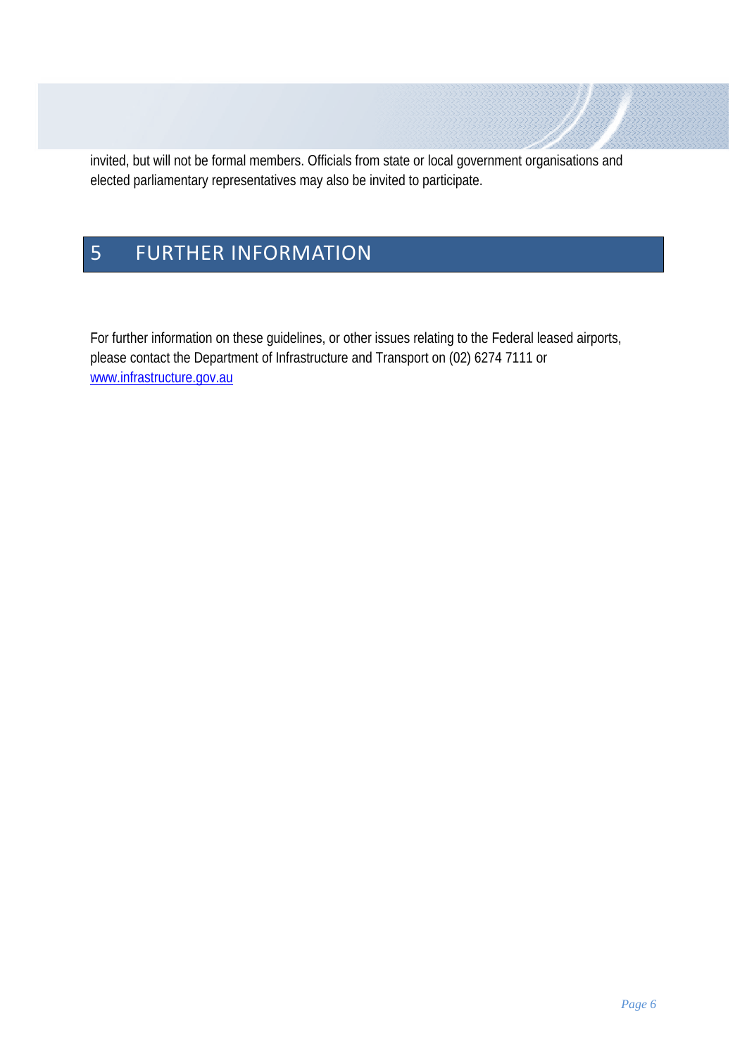invited, but will not be formal members. Officials from state or local government organisations and elected parliamentary representatives may also be invited to participate.

# 5 FURTHER INFORMATION

For further information on these guidelines, or other issues relating to the Federal leased airports, please contact the Department of Infrastructure and Transport on (02) 6274 7111 or www.infrastructure.gov.au